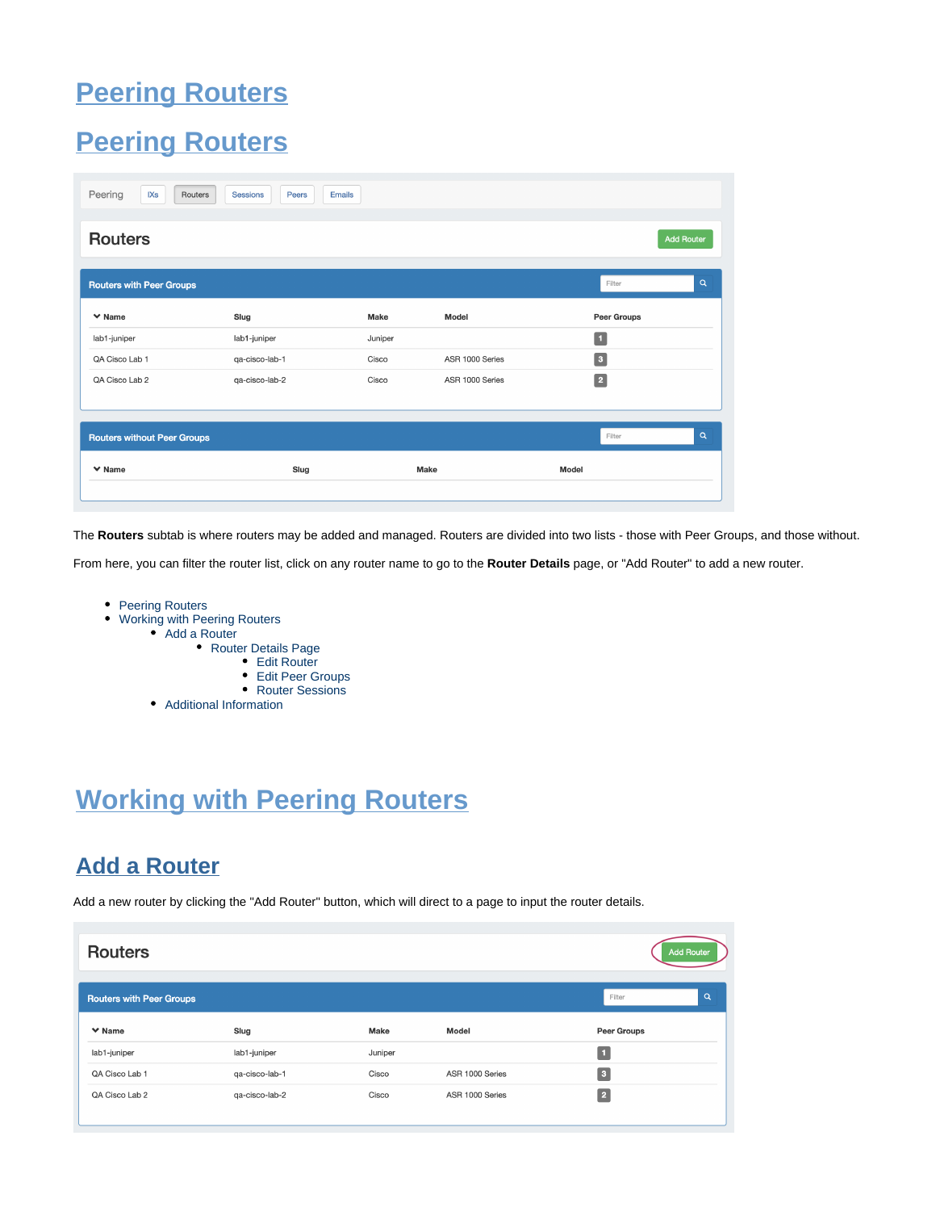# Peering Routers

# Peering Routers

The **Routers** subtab is where routers may be added and managed. Routers are divided into two lists - those with Peer Groups, and those without.

From here, you can filter the router list, click on any router name to go to the **Router Details** page, or "Add Router" to add a new router.

- Peering Routers
- Working with Peering Routers
    - Add a Router
        - Router Details Page
            - Edit Router
            - Edit Peer Groups
            - Router Sessions
    - Additional Information

# Working with Peering Routers

## Add a Router

Add a new router by clicking the "Add Router" button, which will direct to a page to input the router details.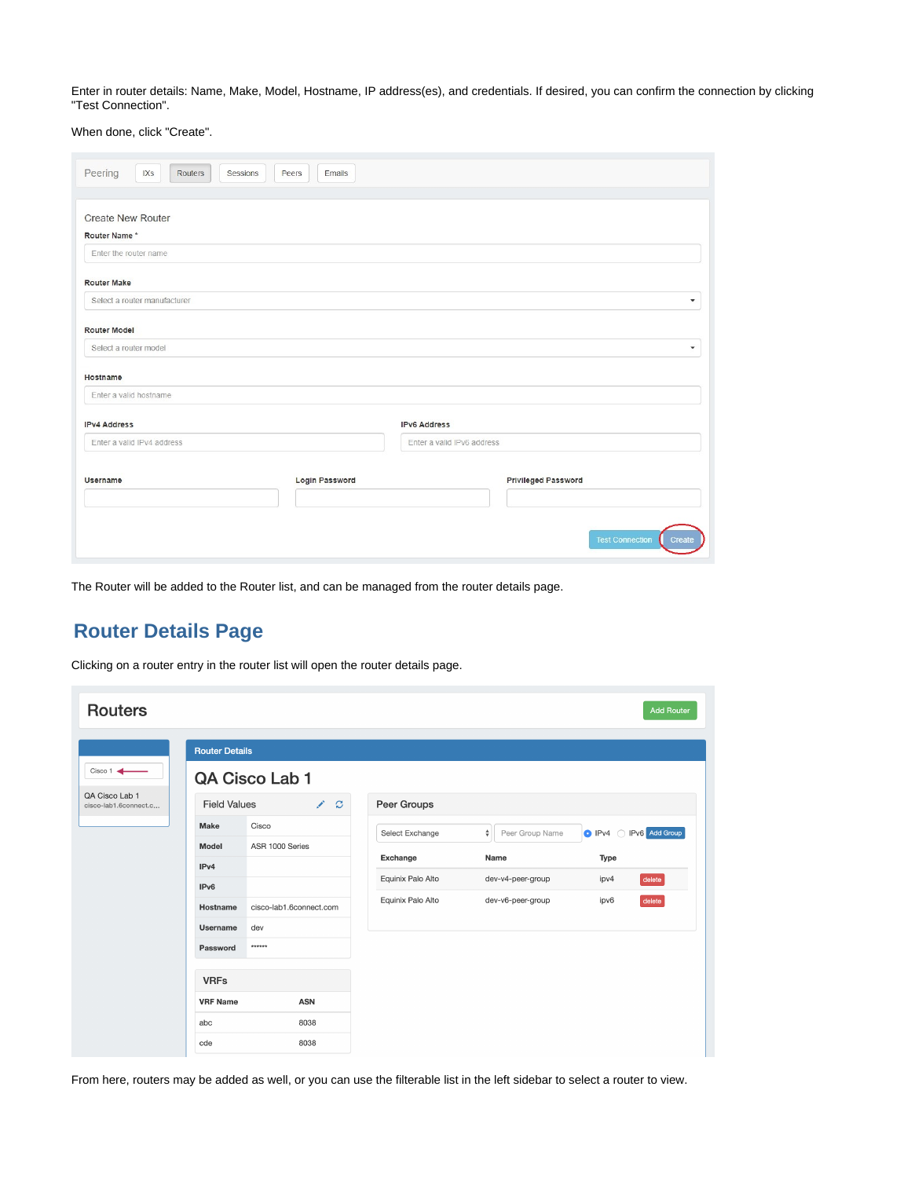Enter in router details: Name, Make, Model, Hostname, IP address(es), and credentials. If desired, you can confirm the connection by clicking "Test Connection".

When done, click "Create".

The Router will be added to the Router list, and can be managed from the router details page.

## Router Details Page

Clicking on a router entry in the router list will open the router details page.

From here, routers may be added as well, or you can use the filterable list in the left sidebar to select a router to view.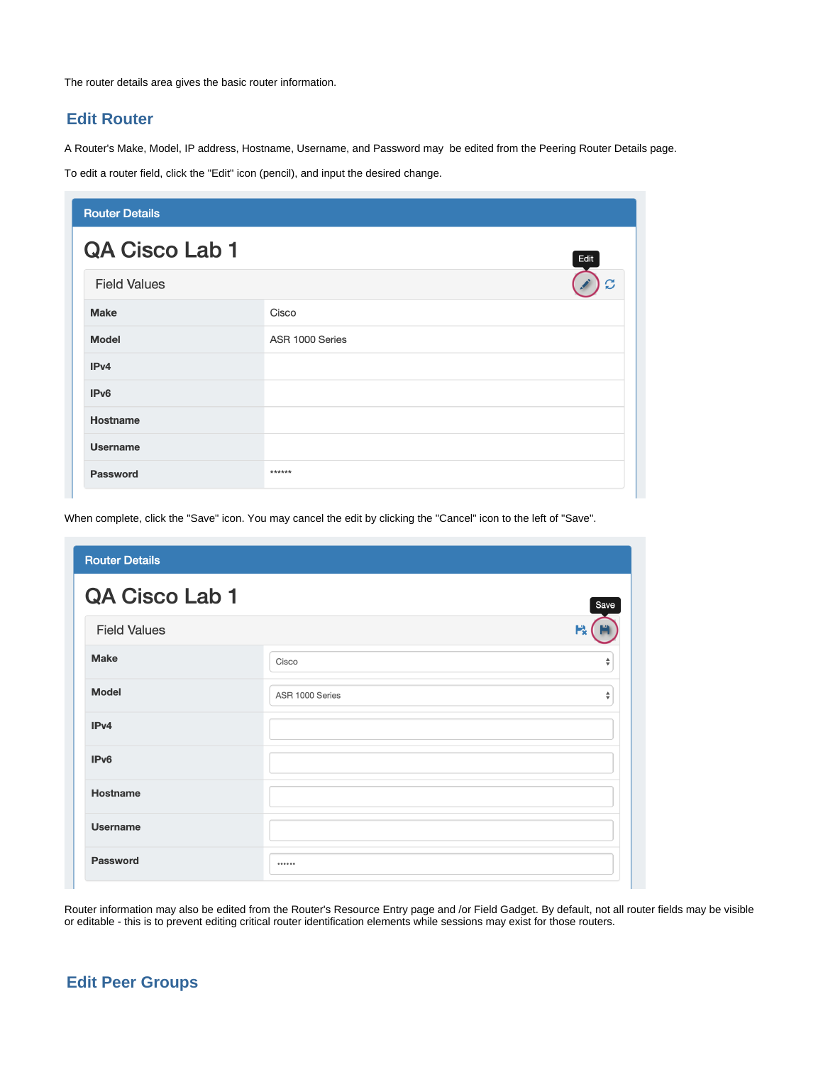The router details area gives the basic router information.

## Edit Router

A Router's Make, Model, IP address, Hostname, Username, and Password may  be edited from the Peering Router Details page.

To edit a router field, click the "Edit" icon (pencil), and input the desired change.

**Router Details**

# QA Cisco Lab 1

Field Values

| Field | Value |
|---|---|
| Make | Cisco |
| Model | ASR 1000 Series |
| IPv4 | |
| IPv6 | |
| Hostname | |
| Username | |
| Password | ****** |

When complete, click the "Save" icon. You may cancel the edit by clicking the "Cancel" icon to the left of "Save".

**Router Details**

# QA Cisco Lab 1

Field Values

| Field | Value |
|---|---|
| Make | Cisco |
| Model | ASR 1000 Series |
| IPv4 | |
| IPv6 | |
| Hostname | |
| Username | |
| Password | •••••• |

Router information may also be edited from the Router's Resource Entry page and /or Field Gadget. By default, not all router fields may be visible or editable - this is to prevent editing critical router identification elements while sessions may exist for those routers.

## Edit Peer Groups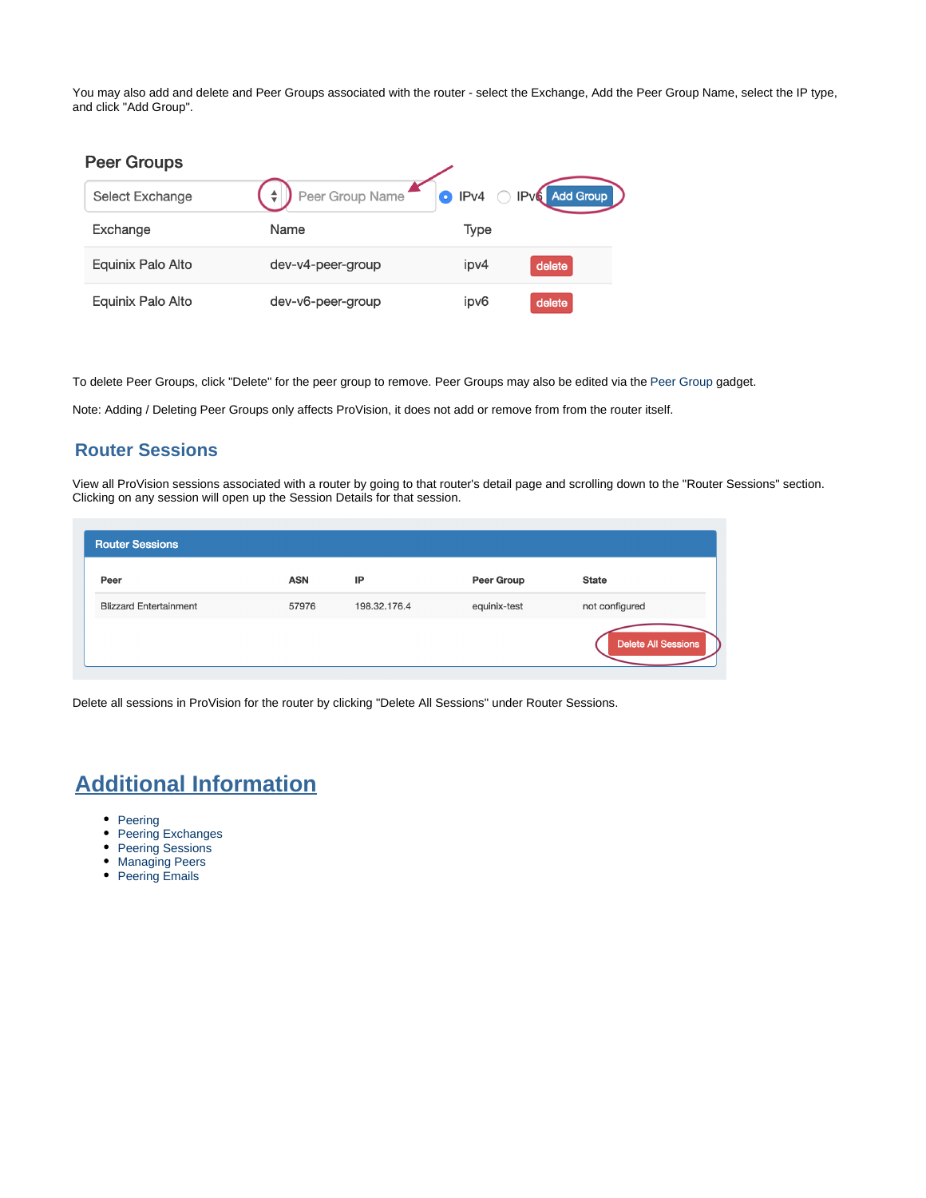You may also add and delete and Peer Groups associated with the router - select the Exchange, Add the Peer Group Name, select the IP type, and click "Add Group".

To delete Peer Groups, click "Delete" for the peer group to remove. Peer Groups may also be edited via the Peer Group gadget.

Note: Adding / Deleting Peer Groups only affects ProVision, it does not add or remove from from the router itself.

## Router Sessions

View all ProVision sessions associated with a router by going to that router's detail page and scrolling down to the "Router Sessions" section. Clicking on any session will open up the Session Details for that session.

Delete all sessions in ProVision for the router by clicking "Delete All Sessions" under Router Sessions.

# Additional Information

- Peering
- Peering Exchanges
- Peering Sessions
- Managing Peers
- Peering Emails